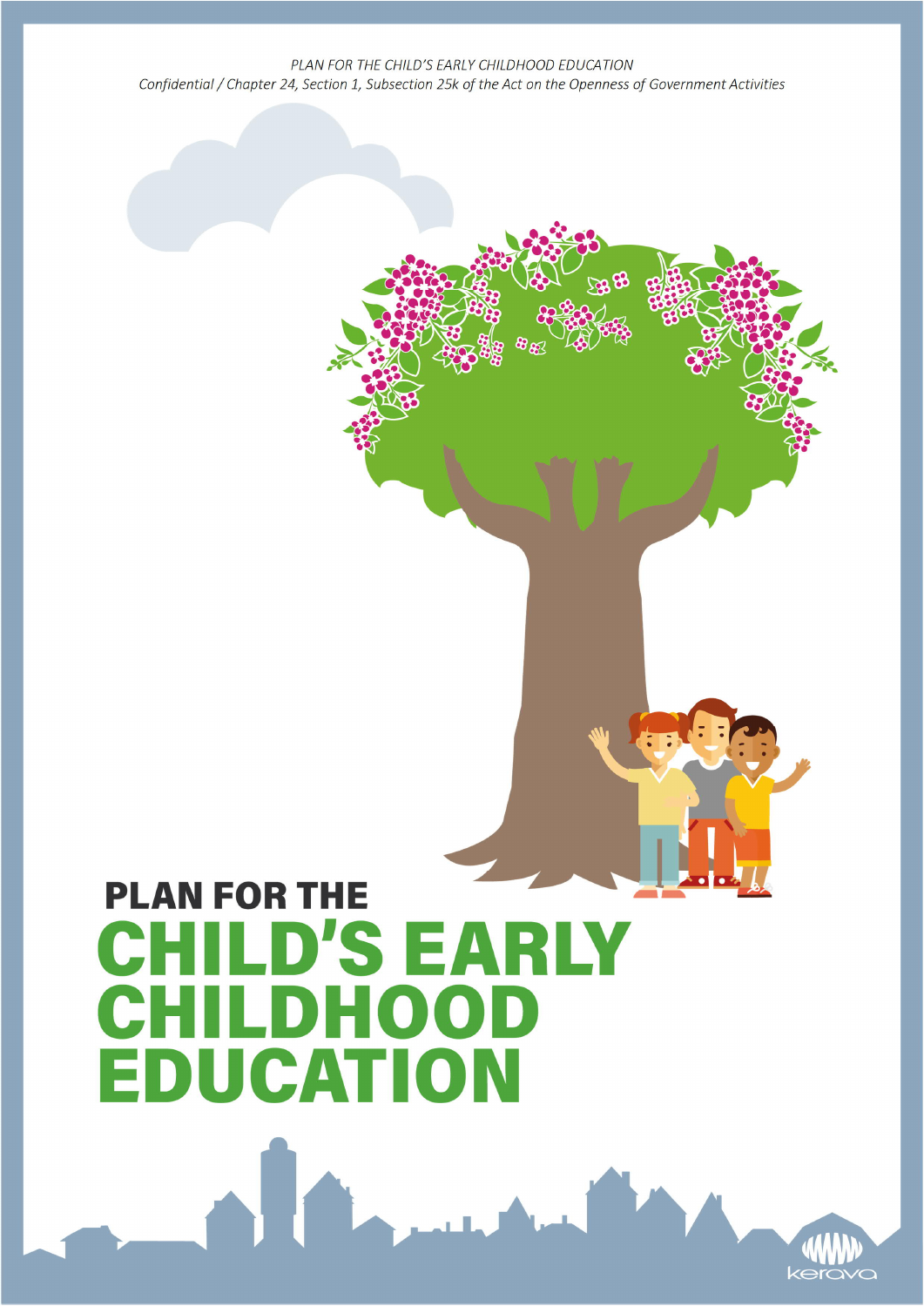*PLAN FOR THE CHILD'S EARLY CHILDHOOD EDUCATION*
*Confidential / Chapter 24, Section 1, Subsection 25k of the Act on the Openness of Government Activities*

# PLAN FOR THE CHILD'S EARLY CHILDHOOD EDUCATION

kerava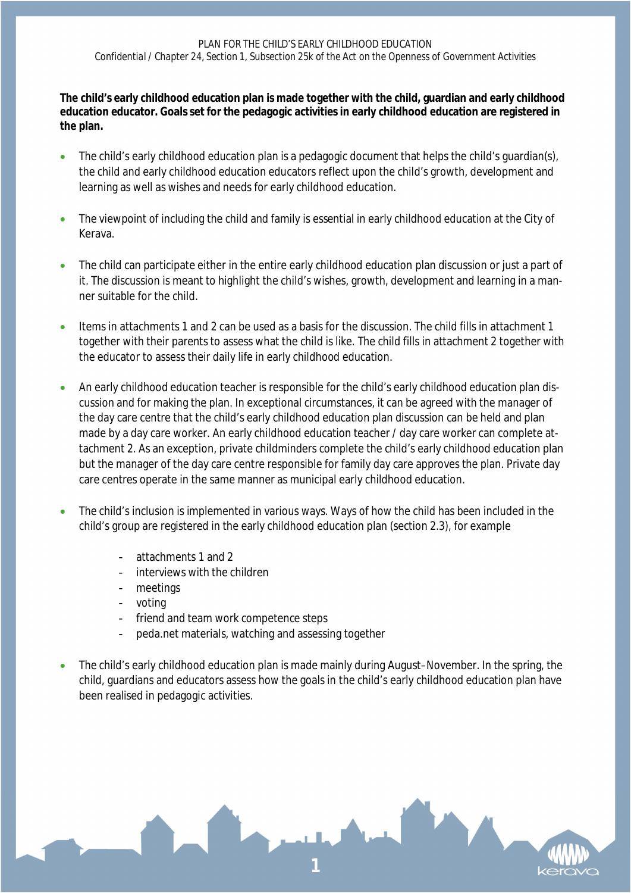**The child's early childhood education plan is made together with the child, guardian and early childhood education educator. Goals set for the pedagogic activities in early childhood education are registered in the plan.**

- The child's early childhood education plan is a pedagogic document that helps the child's guardian(s), the child and early childhood education educators reflect upon the child's growth, development and learning as well as wishes and needs for early childhood education.

- The viewpoint of including the child and family is essential in early childhood education at the City of Kerava.

- The child can participate either in the entire early childhood education plan discussion or just a part of it. The discussion is meant to highlight the child's wishes, growth, development and learning in a manner suitable for the child.

- Items in attachments 1 and 2 can be used as a basis for the discussion. The child fills in attachment 1 together with their parents to assess what the child is like. The child fills in attachment 2 together with the educator to assess their daily life in early childhood education.

- An early childhood education teacher is responsible for the child's early childhood education plan discussion and for making the plan. In exceptional circumstances, it can be agreed with the manager of the day care centre that the child's early childhood education plan discussion can be held and plan made by a day care worker. An early childhood education teacher / day care worker can complete attachment 2. As an exception, private childminders complete the child's early childhood education plan but the manager of the day care centre responsible for family day care approves the plan. Private day care centres operate in the same manner as municipal early childhood education.

- The child's inclusion is implemented in various ways. Ways of how the child has been included in the child's group are registered in the early childhood education plan (section 2.3), for example
  - attachments 1 and 2
  - interviews with the children
  - meetings
  - voting
  - friend and team work competence steps
  - peda.net materials, watching and assessing together

- The child's early childhood education plan is made mainly during August–November. In the spring, the child, guardians and educators assess how the goals in the child's early childhood education plan have been realised in pedagogic activities.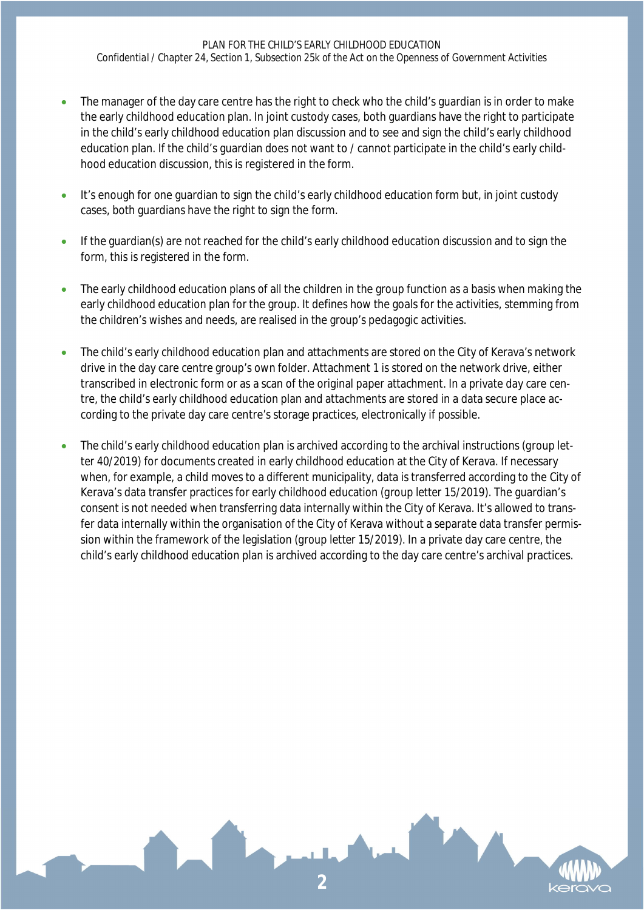- The manager of the day care centre has the right to check who the child's guardian is in order to make the early childhood education plan. In joint custody cases, both guardians have the right to participate in the child's early childhood education plan discussion and to see and sign the child's early childhood education plan. If the child's guardian does not want to / cannot participate in the child's early childhood education discussion, this is registered in the form.

- It's enough for one guardian to sign the child's early childhood education form but, in joint custody cases, both guardians have the right to sign the form.

- If the guardian(s) are not reached for the child's early childhood education discussion and to sign the form, this is registered in the form.

- The early childhood education plans of all the children in the group function as a basis when making the early childhood education plan for the group. It defines how the goals for the activities, stemming from the children's wishes and needs, are realised in the group's pedagogic activities.

- The child's early childhood education plan and attachments are stored on the City of Kerava's network drive in the day care centre group's own folder. Attachment 1 is stored on the network drive, either transcribed in electronic form or as a scan of the original paper attachment. In a private day care centre, the child's early childhood education plan and attachments are stored in a data secure place according to the private day care centre's storage practices, electronically if possible.

- The child's early childhood education plan is archived according to the archival instructions (group letter 40/2019) for documents created in early childhood education at the City of Kerava. If necessary when, for example, a child moves to a different municipality, data is transferred according to the City of Kerava's data transfer practices for early childhood education (group letter 15/2019). The guardian's consent is not needed when transferring data internally within the City of Kerava. It's allowed to transfer data internally within the organisation of the City of Kerava without a separate data transfer permission within the framework of the legislation (group letter 15/2019). In a private day care centre, the child's early childhood education plan is archived according to the day care centre's archival practices.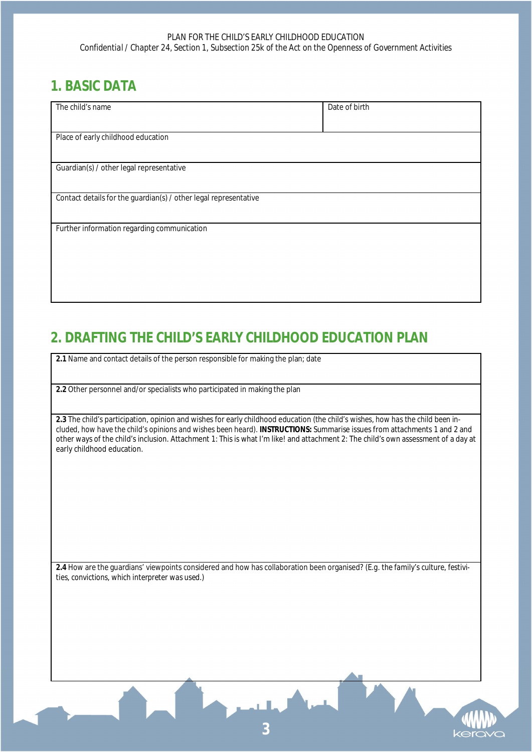PLAN FOR THE CHILD'S EARLY CHILDHOOD EDUCATION
Confidential / Chapter 24, Section 1, Subsection 25k of the Act on the Openness of Government Activities

# 1. BASIC DATA

| The child's name | Date of birth |
|---|---|
| Place of early childhood education | |
| Guardian(s) / other legal representative | |
| Contact details for the guardian(s) / other legal representative | |
| Further information regarding communication | |

# 2. DRAFTING THE CHILD'S EARLY CHILDHOOD EDUCATION PLAN

| |
|---|
| **2.1** Name and contact details of the person responsible for making the plan; date |
| **2.2** Other personnel and/or specialists who participated in making the plan |
| **2.3** The child's participation, opinion and wishes for early childhood education (the child's wishes, how has the child been included, how have the child's opinions and wishes been heard). **INSTRUCTIONS:** Summarise issues from attachments 1 and 2 and other ways of the child's inclusion. Attachment 1: This is what I'm like! and attachment 2: The child's own assessment of a day at early childhood education. |
| **2.4** How are the guardians' viewpoints considered and how has collaboration been organised? (E.g. the family's culture, festivities, convictions, which interpreter was used.) |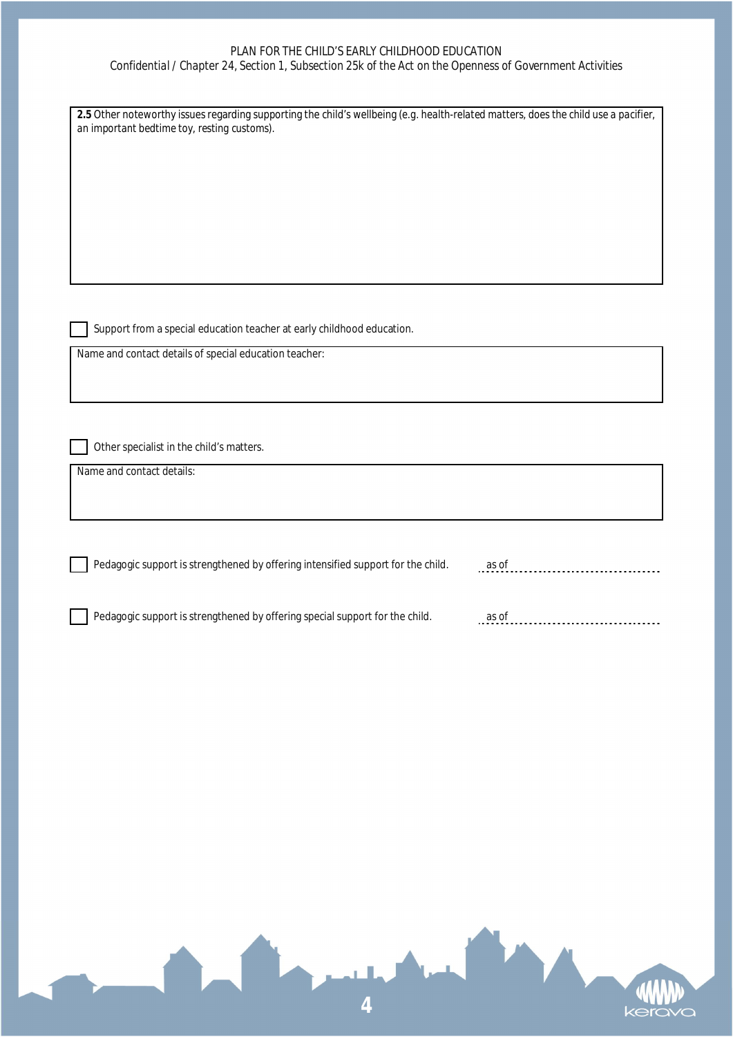PLAN FOR THE CHILD'S EARLY CHILDHOOD EDUCATION
Confidential / Chapter 24, Section 1, Subsection 25k of the Act on the Openness of Government Activities

**2.5** Other noteworthy issues regarding supporting the child's wellbeing (e.g. health-related matters, does the child use a pacifier, an important bedtime toy, resting customs).

☐ Support from a special education teacher at early childhood education.

Name and contact details of special education teacher:

☐ Other specialist in the child's matters.

Name and contact details:

☐ Pedagogic support is strengthened by offering intensified support for the child. as of ..............................

☐ Pedagogic support is strengthened by offering special support for the child. as of ..............................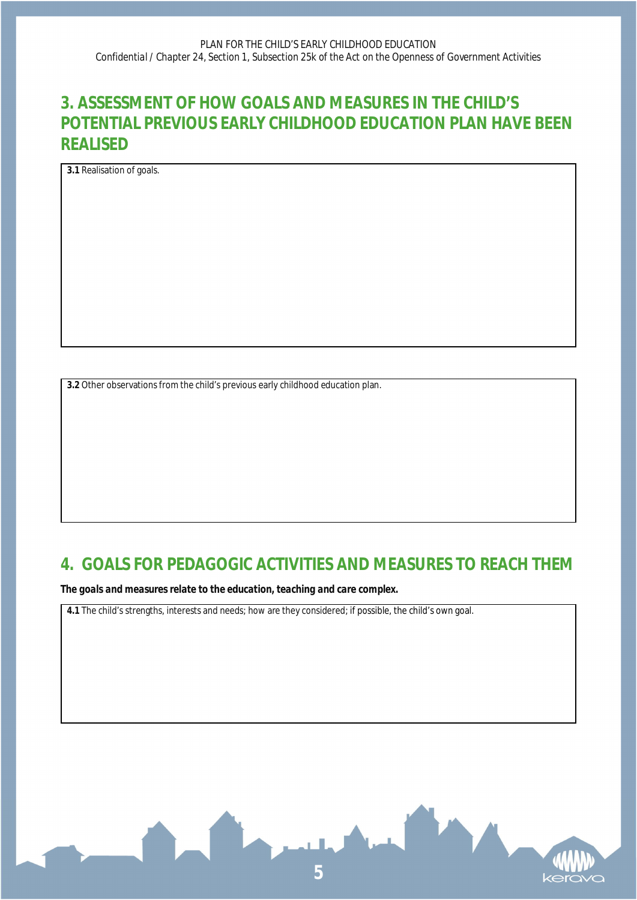## 3. ASSESSMENT OF HOW GOALS AND MEASURES IN THE CHILD'S POTENTIAL PREVIOUS EARLY CHILDHOOD EDUCATION PLAN HAVE BEEN REALISED

**3.1** Realisation of goals.

**3.2** Other observations from the child's previous early childhood education plan.

## 4. GOALS FOR PEDAGOGIC ACTIVITIES AND MEASURES TO REACH THEM

**The goals and measures relate to the education, teaching and care complex.**

**4.1** The child's strengths, interests and needs; how are they considered; if possible, the child's own goal.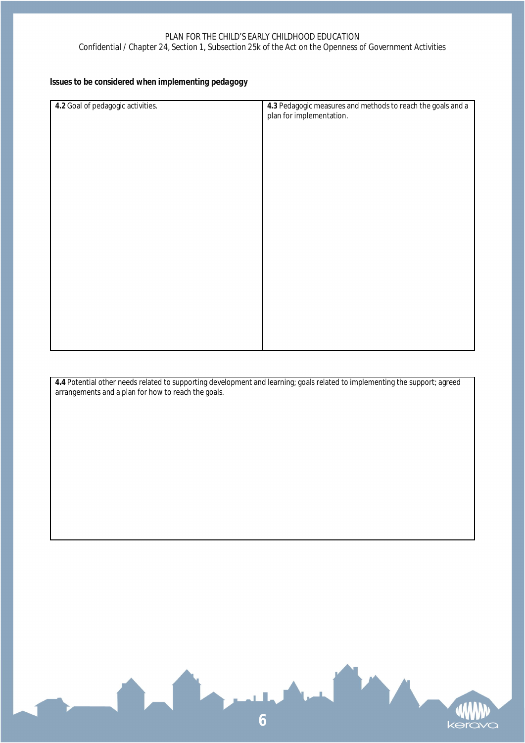**Issues to be considered when implementing pedagogy**

| **4.2** Goal of pedagogic activities. | **4.3** Pedagogic measures and methods to reach the goals and a plan for implementation. |
|---|---|
| | |

| **4.4** Potential other needs related to supporting development and learning; goals related to implementing the support; agreed arrangements and a plan for how to reach the goals. |
|---|
| |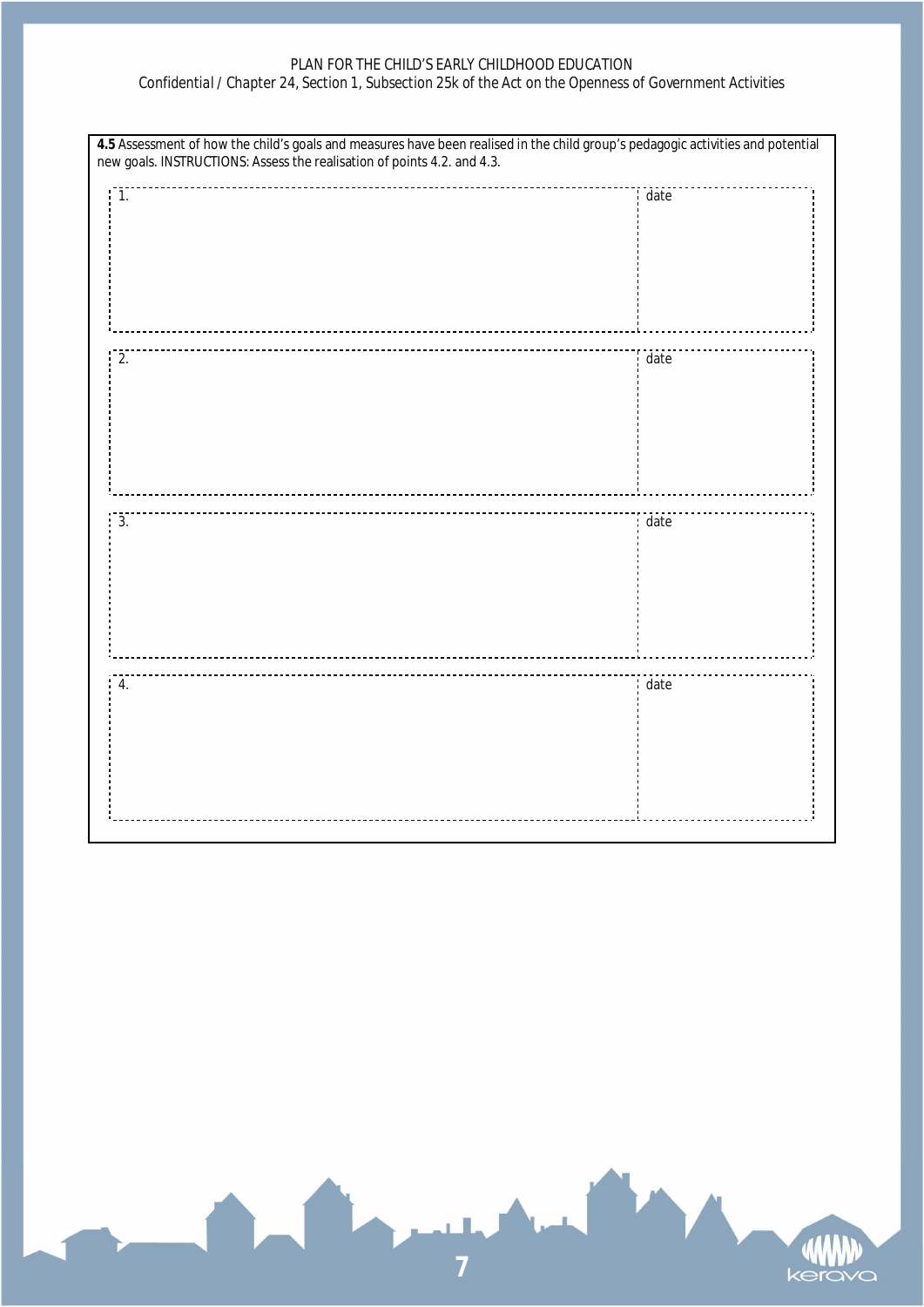**4.5** Assessment of how the child's goals and measures have been realised in the child group's pedagogic activities and potential new goals. INSTRUCTIONS: Assess the realisation of points 4.2. and 4.3.

| | |
|---|---|
| 1. | date |
| 2. | date |
| 3. | date |
| 4. | date |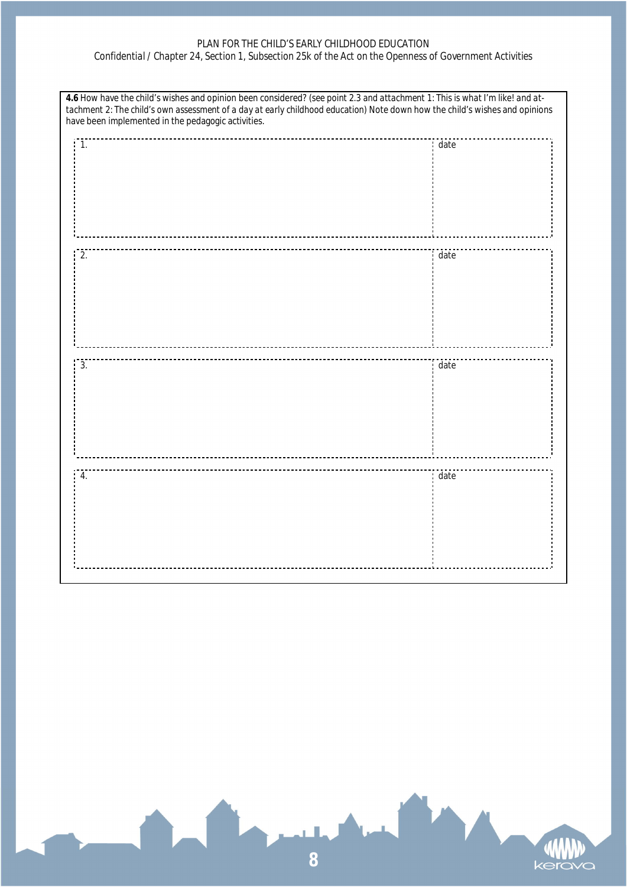**4.6** How have the child's wishes and opinion been considered? (see point 2.3 and attachment 1: This is what I'm like! and attachment 2: The child's own assessment of a day at early childhood education) Note down how the child's wishes and opinions have been implemented in the pedagogic activities.

| 1. | date |
|---|---|
| | |

| 2. | date |
|---|---|
| | |

| 3. | date |
|---|---|
| | |

| 4. | date |
|---|---|
| | |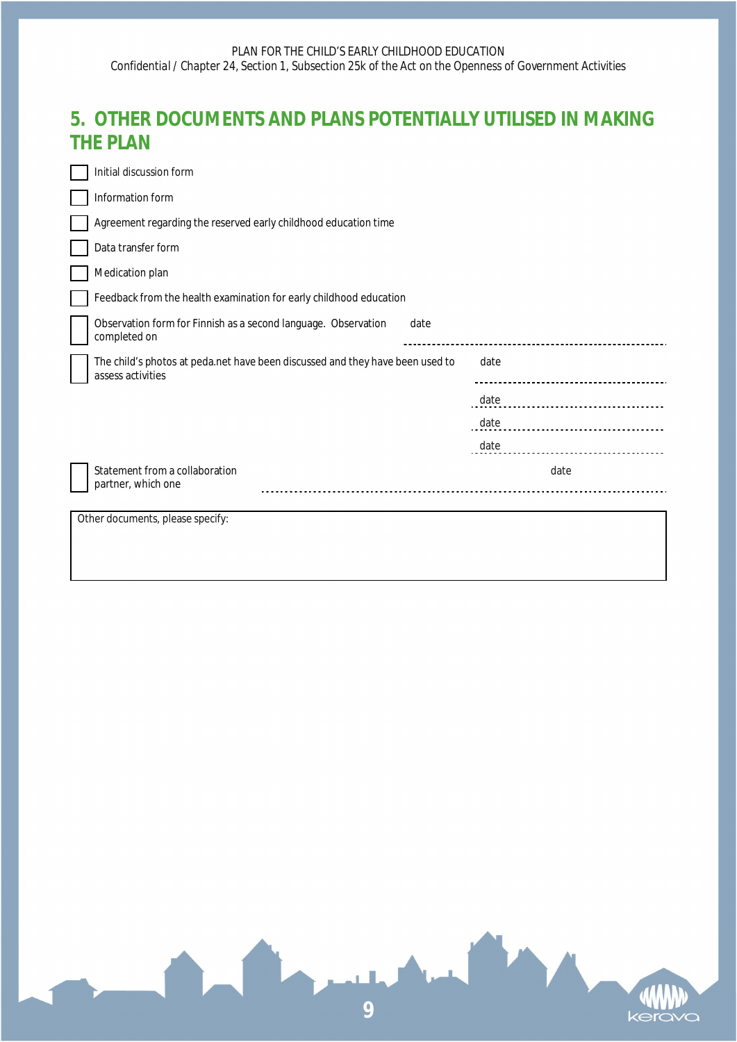## 5. OTHER DOCUMENTS AND PLANS POTENTIALLY UTILISED IN MAKING THE PLAN

- [ ] Initial discussion form
- [ ] Information form
- [ ] Agreement regarding the reserved early childhood education time
- [ ] Data transfer form
- [ ] Medication plan
- [ ] Feedback from the health examination for early childhood education
- [ ] Observation form for Finnish as a second language. Observation completed on date ----------------------------------------
- [ ] The child's photos at peda.net have been discussed and they have been used to assess activities date ----------------------------------------

  date ----------------------------------------

  date ----------------------------------------

  date ----------------------------------------
- [ ] Statement from a collaboration partner, which one ---------------------------------------- date ----------------------------------------

Other documents, please specify: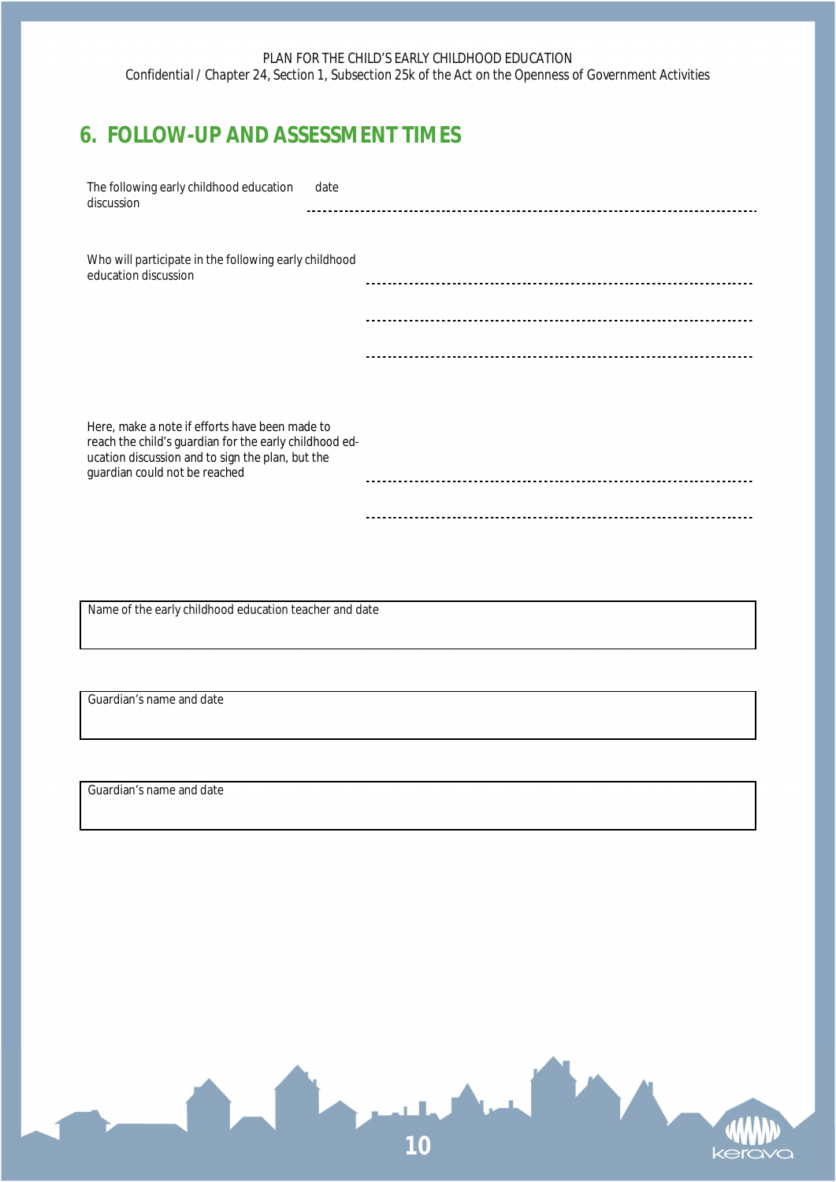## 6. FOLLOW-UP AND ASSESSMENT TIMES

The following early childhood education discussion date ................................................................................

Who will participate in the following early childhood education discussion ................................................................................

................................................................................

................................................................................

Here, make a note if efforts have been made to reach the child's guardian for the early childhood education discussion and to sign the plan, but the guardian could not be reached ................................................................................

................................................................................

| Name of the early childhood education teacher and date |
| --- |
| |

| Guardian's name and date |
| --- |
| |

| Guardian's name and date |
| --- |
| |